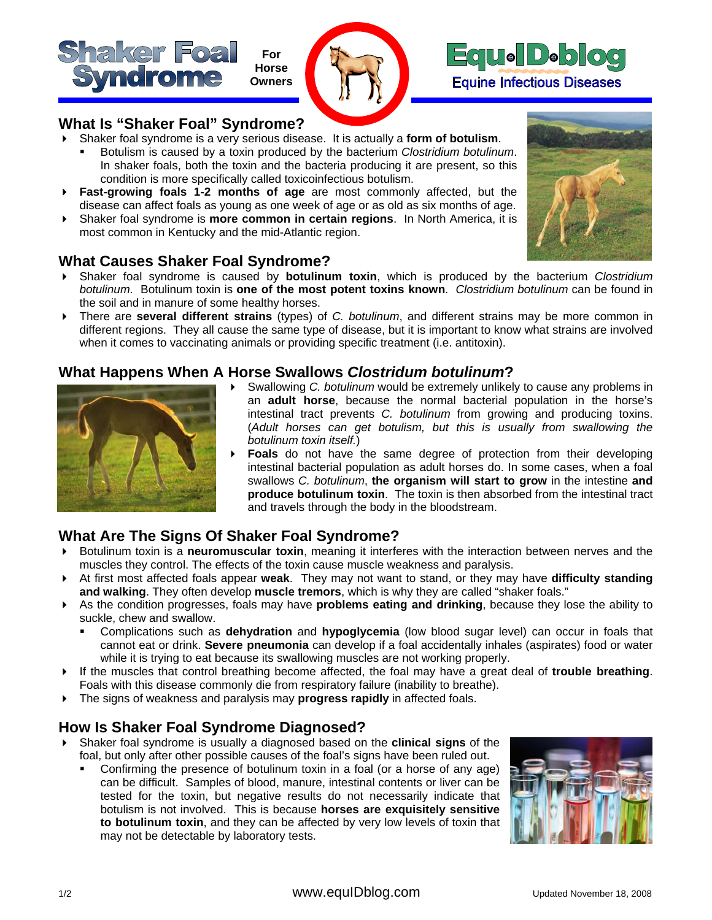# Shaker Foal Syndrome

For Horse Owners

Equ•ID•blog
Equine Infectious Diseases

## What Is "Shaker Foal" Syndrome?

- Shaker foal syndrome is a very serious disease. It is actually a **form of botulism**.
  - Botulism is caused by a toxin produced by the bacterium *Clostridium botulinum*. In shaker foals, both the toxin and the bacteria producing it are present, so this condition is more specifically called toxicoinfectious botulism.
- **Fast-growing foals 1-2 months of age** are most commonly affected, but the disease can affect foals as young as one week of age or as old as six months of age.
- Shaker foal syndrome is **more common in certain regions**. In North America, it is most common in Kentucky and the mid-Atlantic region.

## What Causes Shaker Foal Syndrome?

- Shaker foal syndrome is caused by **botulinum toxin**, which is produced by the bacterium *Clostridium botulinum*. Botulinum toxin is **one of the most potent toxins known**. *Clostridium botulinum* can be found in the soil and in manure of some healthy horses.
- There are **several different strains** (types) of *C. botulinum*, and different strains may be more common in different regions. They all cause the same type of disease, but it is important to know what strains are involved when it comes to vaccinating animals or providing specific treatment (i.e. antitoxin).

## What Happens When A Horse Swallows *Clostridum botulinum*?

- Swallowing *C. botulinum* would be extremely unlikely to cause any problems in an **adult horse**, because the normal bacterial population in the horse's intestinal tract prevents *C. botulinum* from growing and producing toxins. (*Adult horses can get botulism, but this is usually from swallowing the botulinum toxin itself.*)
- **Foals** do not have the same degree of protection from their developing intestinal bacterial population as adult horses do. In some cases, when a foal swallows *C. botulinum*, **the organism will start to grow** in the intestine **and produce botulinum toxin**. The toxin is then absorbed from the intestinal tract and travels through the body in the bloodstream.

## What Are The Signs Of Shaker Foal Syndrome?

- Botulinum toxin is a **neuromuscular toxin**, meaning it interferes with the interaction between nerves and the muscles they control. The effects of the toxin cause muscle weakness and paralysis.
- At first most affected foals appear **weak**. They may not want to stand, or they may have **difficulty standing and walking**. They often develop **muscle tremors**, which is why they are called "shaker foals."
- As the condition progresses, foals may have **problems eating and drinking**, because they lose the ability to suckle, chew and swallow.
  - Complications such as **dehydration** and **hypoglycemia** (low blood sugar level) can occur in foals that cannot eat or drink. **Severe pneumonia** can develop if a foal accidentally inhales (aspirates) food or water while it is trying to eat because its swallowing muscles are not working properly.
- If the muscles that control breathing become affected, the foal may have a great deal of **trouble breathing**. Foals with this disease commonly die from respiratory failure (inability to breathe).
- The signs of weakness and paralysis may **progress rapidly** in affected foals.

## How Is Shaker Foal Syndrome Diagnosed?

- Shaker foal syndrome is usually a diagnosed based on the **clinical signs** of the foal, but only after other possible causes of the foal's signs have been ruled out.
  - Confirming the presence of botulinum toxin in a foal (or a horse of any age) can be difficult. Samples of blood, manure, intestinal contents or liver can be tested for the toxin, but negative results do not necessarily indicate that botulism is not involved. This is because **horses are exquisitely sensitive to botulinum toxin**, and they can be affected by very low levels of toxin that may not be detectable by laboratory tests.

www.equIDblog.com

Updated November 18, 2008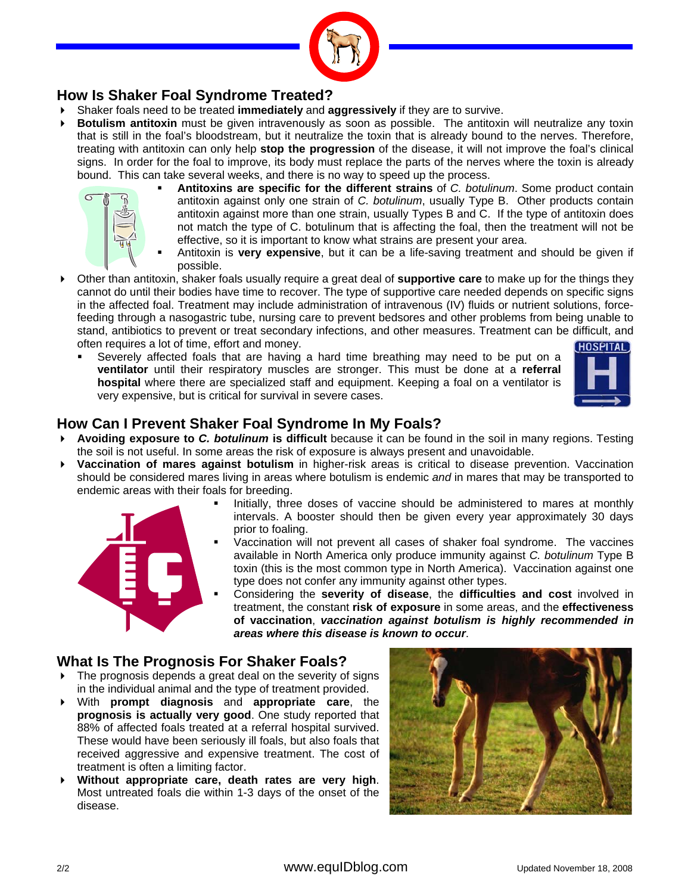## How Is Shaker Foal Syndrome Treated?

- Shaker foals need to be treated **immediately** and **aggressively** if they are to survive.
- **Botulism antitoxin** must be given intravenously as soon as possible. The antitoxin will neutralize any toxin that is still in the foal's bloodstream, but it neutralize the toxin that is already bound to the nerves. Therefore, treating with antitoxin can only help **stop the progression** of the disease, it will not improve the foal's clinical signs. In order for the foal to improve, its body must replace the parts of the nerves where the toxin is already bound. This can take several weeks, and there is no way to speed up the process.
  - **Antitoxins are specific for the different strains** of *C. botulinum*. Some product contain antitoxin against only one strain of *C. botulinum*, usually Type B. Other products contain antitoxin against more than one strain, usually Types B and C. If the type of antitoxin does not match the type of C. botulinum that is affecting the foal, then the treatment will not be effective, so it is important to know what strains are present your area.
  - Antitoxin is **very expensive**, but it can be a life-saving treatment and should be given if possible.
- Other than antitoxin, shaker foals usually require a great deal of **supportive care** to make up for the things they cannot do until their bodies have time to recover. The type of supportive care needed depends on specific signs in the affected foal. Treatment may include administration of intravenous (IV) fluids or nutrient solutions, force-feeding through a nasogastric tube, nursing care to prevent bedsores and other problems from being unable to stand, antibiotics to prevent or treat secondary infections, and other measures. Treatment can be difficult, and often requires a lot of time, effort and money.
  - Severely affected foals that are having a hard time breathing may need to be put on a **ventilator** until their respiratory muscles are stronger. This must be done at a **referral hospital** where there are specialized staff and equipment. Keeping a foal on a ventilator is very expensive, but is critical for survival in severe cases.

## How Can I Prevent Shaker Foal Syndrome In My Foals?

- **Avoiding exposure to *C. botulinum* is difficult** because it can be found in the soil in many regions. Testing the soil is not useful. In some areas the risk of exposure is always present and unavoidable.
- **Vaccination of mares against botulism** in higher-risk areas is critical to disease prevention. Vaccination should be considered mares living in areas where botulism is endemic *and* in mares that may be transported to endemic areas with their foals for breeding.
  - Initially, three doses of vaccine should be administered to mares at monthly intervals. A booster should then be given every year approximately 30 days prior to foaling.
  - Vaccination will not prevent all cases of shaker foal syndrome. The vaccines available in North America only produce immunity against *C. botulinum* Type B toxin (this is the most common type in North America). Vaccination against one type does not confer any immunity against other types.
  - Considering the **severity of disease**, the **difficulties and cost** involved in treatment, the constant **risk of exposure** in some areas, and the **effectiveness of vaccination**, ***vaccination against botulism is highly recommended in areas where this disease is known to occur***.

## What Is The Prognosis For Shaker Foals?

- The prognosis depends a great deal on the severity of signs in the individual animal and the type of treatment provided.
- With **prompt diagnosis** and **appropriate care**, the **prognosis is actually very good**. One study reported that 88% of affected foals treated at a referral hospital survived. These would have been seriously ill foals, but also foals that received aggressive and expensive treatment. The cost of treatment is often a limiting factor.
- **Without appropriate care, death rates are very high**. Most untreated foals die within 1-3 days of the onset of the disease.

www.equIDblog.com

Updated November 18, 2008